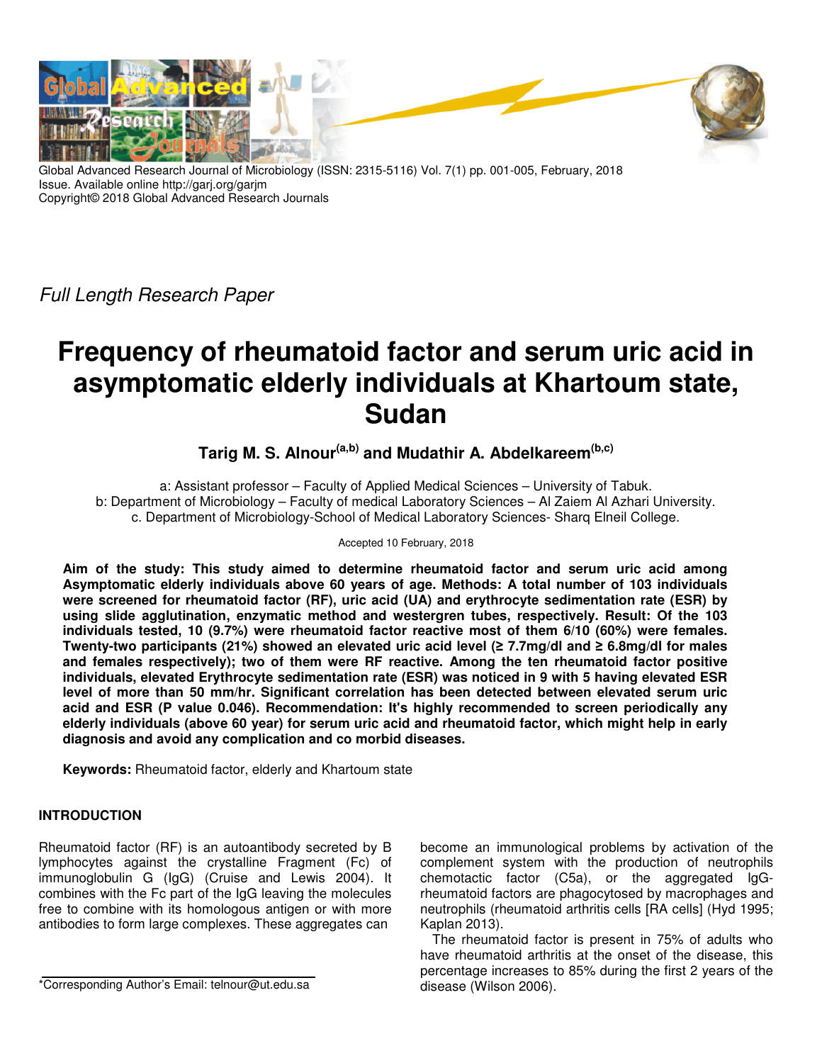Global Advanced Research Journal of Microbiology (ISSN: 2315-5116) Vol. 7(1) pp. 001-005, February, 2018 Issue. Available online http://garj.org/garjm
Copyright© 2018 Global Advanced Research Journals

*Full Length Research Paper*

# Frequency of rheumatoid factor and serum uric acid in asymptomatic elderly individuals at Khartoum state, Sudan

**Tarig M. S. Alnour[a,b] and Mudathir A. Abdelkareem[b,c]**

a: Assistant professor – Faculty of Applied Medical Sciences – University of Tabuk.
b: Department of Microbiology – Faculty of medical Laboratory Sciences – Al Zaiem Al Azhari University.
c. Department of Microbiology-School of Medical Laboratory Sciences- Sharq Elneil College.

Accepted 10 February, 2018

**Aim of the study: This study aimed to determine rheumatoid factor and serum uric acid among Asymptomatic elderly individuals above 60 years of age. Methods: A total number of 103 individuals were screened for rheumatoid factor (RF), uric acid (UA) and erythrocyte sedimentation rate (ESR) by using slide agglutination, enzymatic method and westergren tubes, respectively. Result: Of the 103 individuals tested, 10 (9.7%) were rheumatoid factor reactive most of them 6/10 (60%) were females. Twenty-two participants (21%) showed an elevated uric acid level (≥ 7.7mg/dl and ≥ 6.8mg/dl for males and females respectively); two of them were RF reactive. Among the ten rheumatoid factor positive individuals, elevated Erythrocyte sedimentation rate (ESR) was noticed in 9 with 5 having elevated ESR level of more than 50 mm/hr. Significant correlation has been detected between elevated serum uric acid and ESR (P value 0.046). Recommendation: It's highly recommended to screen periodically any elderly individuals (above 60 year) for serum uric acid and rheumatoid factor, which might help in early diagnosis and avoid any complication and co morbid diseases.**

**Keywords:** Rheumatoid factor, elderly and Khartoum state

## INTRODUCTION

Rheumatoid factor (RF) is an autoantibody secreted by B lymphocytes against the crystalline Fragment (Fc) of immunoglobulin G (IgG) (Cruise and Lewis 2004). It combines with the Fc part of the IgG leaving the molecules free to combine with its homologous antigen or with more antibodies to form large complexes. These aggregates can become an immunological problems by activation of the complement system with the production of neutrophils chemotactic factor (C5a), or the aggregated IgG-rheumatoid factors are phagocytosed by macrophages and neutrophils (rheumatoid arthritis cells [RA cells] (Hyd 1995; Kaplan 2013).

The rheumatoid factor is present in 75% of adults who have rheumatoid arthritis at the onset of the disease, this percentage increases to 85% during the first 2 years of the disease (Wilson 2006).

*Corresponding Author's Email: telnour@ut.edu.sa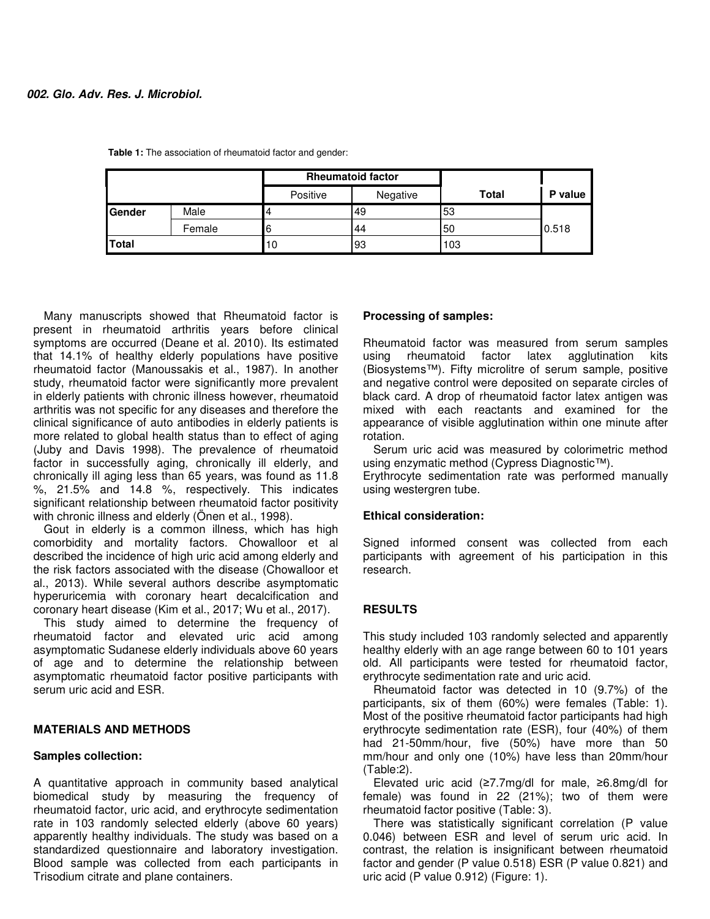**Table 1:** The association of rheumatoid factor and gender:

| | | Rheumatoid factor | | Total | P value |
|---|---|---|---|---|---|
| | | Positive | Negative | | |
| Gender | Male | 4 | 49 | 53 | 0.518 |
| | Female | 6 | 44 | 50 | |
| Total | | 10 | 93 | 103 | |

Many manuscripts showed that Rheumatoid factor is present in rheumatoid arthritis years before clinical symptoms are occurred (Deane et al. 2010). Its estimated that 14.1% of healthy elderly populations have positive rheumatoid factor (Manoussakis et al., 1987). In another study, rheumatoid factor were significantly more prevalent in elderly patients with chronic illness however, rheumatoid arthritis was not specific for any diseases and therefore the clinical significance of auto antibodies in elderly patients is more related to global health status than to effect of aging (Juby and Davis 1998). The prevalence of rheumatoid factor in successfully aging, chronically ill elderly, and chronically ill aging less than 65 years, was found as 11.8 %, 21.5% and 14.8 %, respectively. This indicates significant relationship between rheumatoid factor positivity with chronic illness and elderly (Önen et al., 1998).

Gout in elderly is a common illness, which has high comorbidity and mortality factors. Chowalloor et al described the incidence of high uric acid among elderly and the risk factors associated with the disease (Chowalloor et al., 2013). While several authors describe asymptomatic hyperuricemia with coronary heart decalcification and coronary heart disease (Kim et al., 2017; Wu et al., 2017).

This study aimed to determine the frequency of rheumatoid factor and elevated uric acid among asymptomatic Sudanese elderly individuals above 60 years of age and to determine the relationship between asymptomatic rheumatoid factor positive participants with serum uric acid and ESR.

## MATERIALS AND METHODS

### Samples collection:

A quantitative approach in community based analytical biomedical study by measuring the frequency of rheumatoid factor, uric acid, and erythrocyte sedimentation rate in 103 randomly selected elderly (above 60 years) apparently healthy individuals. The study was based on a standardized questionnaire and laboratory investigation. Blood sample was collected from each participants in Trisodium citrate and plane containers.

### Processing of samples:

Rheumatoid factor was measured from serum samples using rheumatoid factor latex agglutination kits (Biosystems™). Fifty microlitre of serum sample, positive and negative control were deposited on separate circles of black card. A drop of rheumatoid factor latex antigen was mixed with each reactants and examined for the appearance of visible agglutination within one minute after rotation.

Serum uric acid was measured by colorimetric method using enzymatic method (Cypress Diagnostic™).

Erythrocyte sedimentation rate was performed manually using westergren tube.

### Ethical consideration:

Signed informed consent was collected from each participants with agreement of his participation in this research.

## RESULTS

This study included 103 randomly selected and apparently healthy elderly with an age range between 60 to 101 years old. All participants were tested for rheumatoid factor, erythrocyte sedimentation rate and uric acid.

Rheumatoid factor was detected in 10 (9.7%) of the participants, six of them (60%) were females (Table: 1). Most of the positive rheumatoid factor participants had high erythrocyte sedimentation rate (ESR), four (40%) of them had 21-50mm/hour, five (50%) have more than 50 mm/hour and only one (10%) have less than 20mm/hour (Table:2).

Elevated uric acid (≥7.7mg/dl for male, ≥6.8mg/dl for female) was found in 22 (21%); two of them were rheumatoid factor positive (Table: 3).

There was statistically significant correlation (P value 0.046) between ESR and level of serum uric acid. In contrast, the relation is insignificant between rheumatoid factor and gender (P value 0.518) ESR (P value 0.821) and uric acid (P value 0.912) (Figure: 1).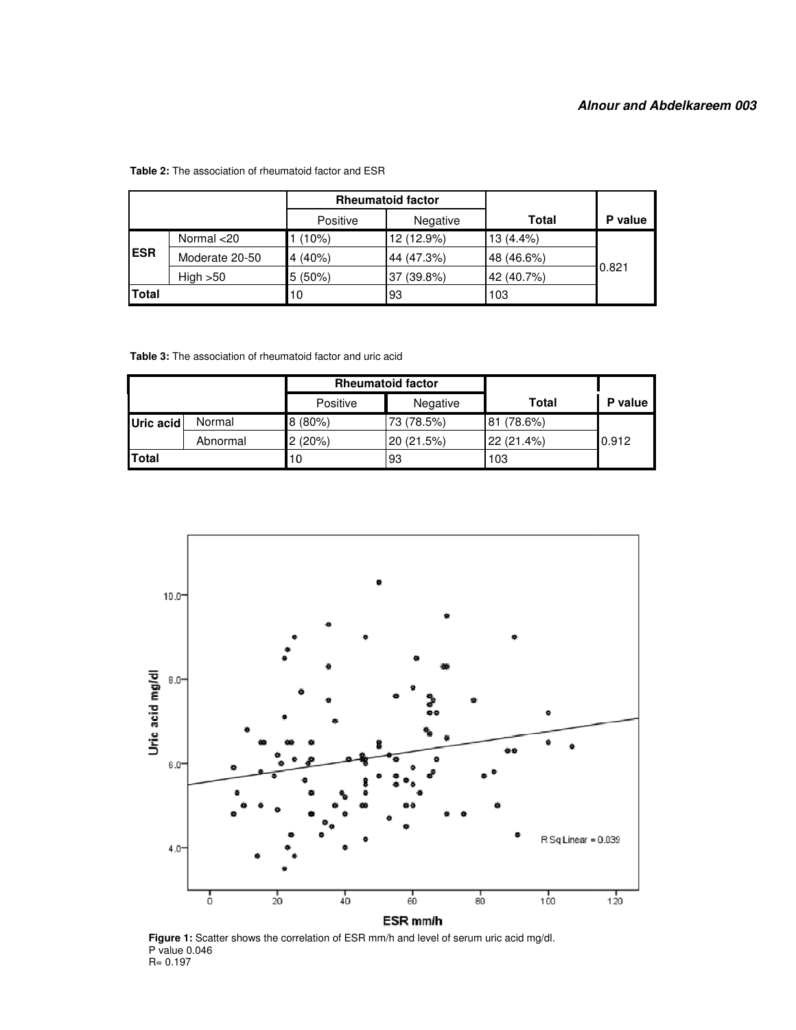**Table 2:** The association of rheumatoid factor and ESR

| | | Rheumatoid factor | | Total | P value |
|---|---|---|---|---|---|
| | | Positive | Negative | | |
| ESR | Normal <20 | 1 (10%) | 12 (12.9%) | 13 (4.4%) | 0.821 |
| | Moderate 20-50 | 4 (40%) | 44 (47.3%) | 48 (46.6%) | |
| | High >50 | 5 (50%) | 37 (39.8%) | 42 (40.7%) | |
| Total | | 10 | 93 | 103 | |

**Table 3:** The association of rheumatoid factor and uric acid

| | | Rheumatoid factor | | Total | P value |
|---|---|---|---|---|---|
| | | Positive | Negative | | |
| Uric acid | Normal | 8 (80%) | 73 (78.5%) | 81 (78.6%) | 0.912 |
| | Abnormal | 2 (20%) | 20 (21.5%) | 22 (21.4%) | |
| Total | | 10 | 93 | 103 | |

**Figure 1:** Scatter shows the correlation of ESR mm/h and level of serum uric acid mg/dl.
P value 0.046
R= 0.197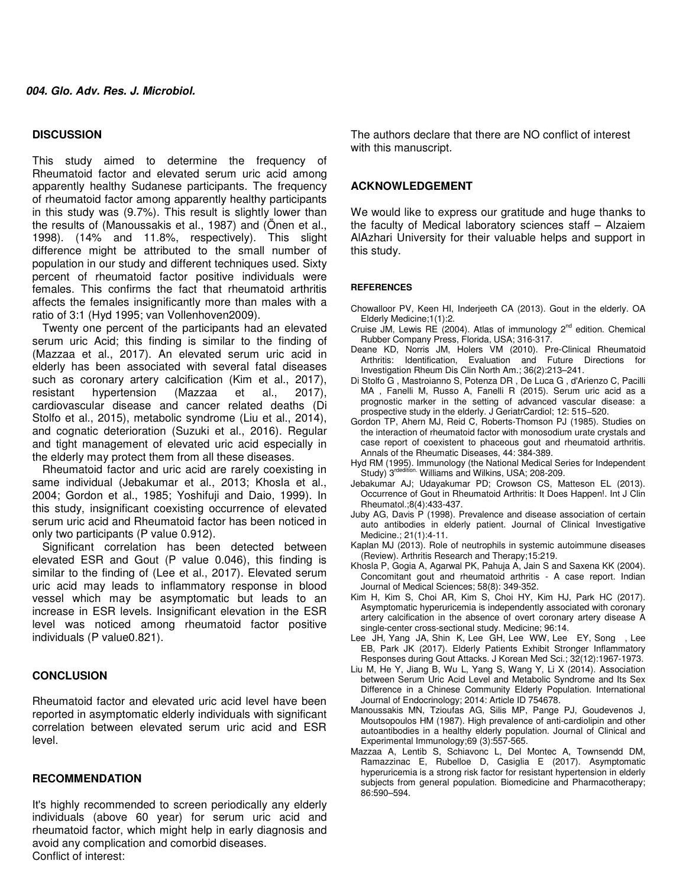## DISCUSSION

This study aimed to determine the frequency of Rheumatoid factor and elevated serum uric acid among apparently healthy Sudanese participants. The frequency of rheumatoid factor among apparently healthy participants in this study was (9.7%). This result is slightly lower than the results of (Manoussakis et al., 1987) and (Önen et al., 1998). (14% and 11.8%, respectively). This slight difference might be attributed to the small number of population in our study and different techniques used. Sixty percent of rheumatoid factor positive individuals were females. This confirms the fact that rheumatoid arthritis affects the females insignificantly more than males with a ratio of 3:1 (Hyd 1995; van Vollenhoven2009).

Twenty one percent of the participants had an elevated serum uric Acid; this finding is similar to the finding of (Mazzaa et al., 2017). An elevated serum uric acid in elderly has been associated with several fatal diseases such as coronary artery calcification (Kim et al., 2017), resistant hypertension (Mazzaa et al., 2017), cardiovascular disease and cancer related deaths (Di Stolfo et al., 2015), metabolic syndrome (Liu et al., 2014), and cognatic deterioration (Suzuki et al., 2016). Regular and tight management of elevated uric acid especially in the elderly may protect them from all these diseases.

Rheumatoid factor and uric acid are rarely coexisting in same individual (Jebakumar et al., 2013; Khosla et al., 2004; Gordon et al., 1985; Yoshifuji and Daio, 1999). In this study, insignificant coexisting occurrence of elevated serum uric acid and Rheumatoid factor has been noticed in only two participants (P value 0.912).

Significant correlation has been detected between elevated ESR and Gout (P value 0.046), this finding is similar to the finding of (Lee et al., 2017). Elevated serum uric acid may leads to inflammatory response in blood vessel which may be asymptomatic but leads to an increase in ESR levels. Insignificant elevation in the ESR level was noticed among rheumatoid factor positive individuals (P value0.821).

## CONCLUSION

Rheumatoid factor and elevated uric acid level have been reported in asymptomatic elderly individuals with significant correlation between elevated serum uric acid and ESR level.

## RECOMMENDATION

It's highly recommended to screen periodically any elderly individuals (above 60 year) for serum uric acid and rheumatoid factor, which might help in early diagnosis and avoid any complication and comorbid diseases.

Conflict of interest:

The authors declare that there are NO conflict of interest with this manuscript.

## ACKNOWLEDGEMENT

We would like to express our gratitude and huge thanks to the faculty of Medical laboratory sciences staff – Alzaiem AlAzhari University for their valuable helps and support in this study.

## REFERENCES

Chowalloor PV, Keen HI, Inderjeeth CA (2013). Gout in the elderly. OA Elderly Medicine;1(1):2.

Cruise JM, Lewis RE (2004). Atlas of immunology 2nd edition. Chemical Rubber Company Press, Florida, USA; 316-317.

Deane KD, Norris JM, Holers VM (2010). Pre-Clinical Rheumatoid Arthritis: Identification, Evaluation and Future Directions for Investigation Rheum Dis Clin North Am.; 36(2):213–241.

Di Stolfo G , Mastroianno S, Potenza DR , De Luca G , d'Arienzo C, Pacilli MA , Fanelli M, Russo A, Fanelli R (2015). Serum uric acid as a prognostic marker in the setting of advanced vascular disease: a prospective study in the elderly. J GeriatrCardiol; 12: 515–520.

Gordon TP, Ahern MJ, Reid C, Roberts-Thomson PJ (1985). Studies on the interaction of rheumatoid factor with monosodium urate crystals and case report of coexistent to phaceous gout and rheumatoid arthritis. Annals of the Rheumatic Diseases, 44: 384-389.

Hyd RM (1995). Immunology (the National Medical Series for Independent Study) 3rdedition. Williams and Wilkins, USA; 208-209.

Jebakumar AJ; Udayakumar PD; Crowson CS, Matteson EL (2013). Occurrence of Gout in Rheumatoid Arthritis: It Does Happen!. Int J Clin Rheumatol.;8(4):433-437.

Juby AG, Davis P (1998). Prevalence and disease association of certain auto antibodies in elderly patient. Journal of Clinical Investigative Medicine.; 21(1):4-11.

Kaplan MJ (2013). Role of neutrophils in systemic autoimmune diseases (Review). Arthritis Research and Therapy;15:219.

Khosla P, Gogia A, Agarwal PK, Pahuja A, Jain S and Saxena KK (2004). Concomitant gout and rheumatoid arthritis - A case report. Indian Journal of Medical Sciences; 58(8): 349-352.

Kim H, Kim S, Choi AR, Kim S, Choi HY, Kim HJ, Park HC (2017). Asymptomatic hyperuricemia is independently associated with coronary artery calcification in the absence of overt coronary artery disease A single-center cross-sectional study. Medicine; 96:14.

Lee JH, Yang JA, Shin K, Lee GH, Lee WW, Lee EY, Song , Lee EB, Park JK (2017). Elderly Patients Exhibit Stronger Inflammatory Responses during Gout Attacks. J Korean Med Sci.; 32(12):1967-1973.

Liu M, He Y, Jiang B, Wu L, Yang S, Wang Y, Li X (2014). Association between Serum Uric Acid Level and Metabolic Syndrome and Its Sex Difference in a Chinese Community Elderly Population. International Journal of Endocrinology; 2014: Article ID 754678.

Manoussakis MN, Tzioufas AG, Silis MP, Pange PJ, Goudevenos J, Moutsopoulos HM (1987). High prevalence of anti-cardiolipin and other autoantibodies in a healthy elderly population. Journal of Clinical and Experimental Immunology;69 (3):557-565.

Mazzaa A, Lentib S, Schiavonc L, Del Montec A, Townsendd DM, Ramazzinac E, Rubelloe D, Casiglia E (2017). Asymptomatic hyperuricemia is a strong risk factor for resistant hypertension in elderly subjects from general population. Biomedicine and Pharmacotherapy; 86:590–594.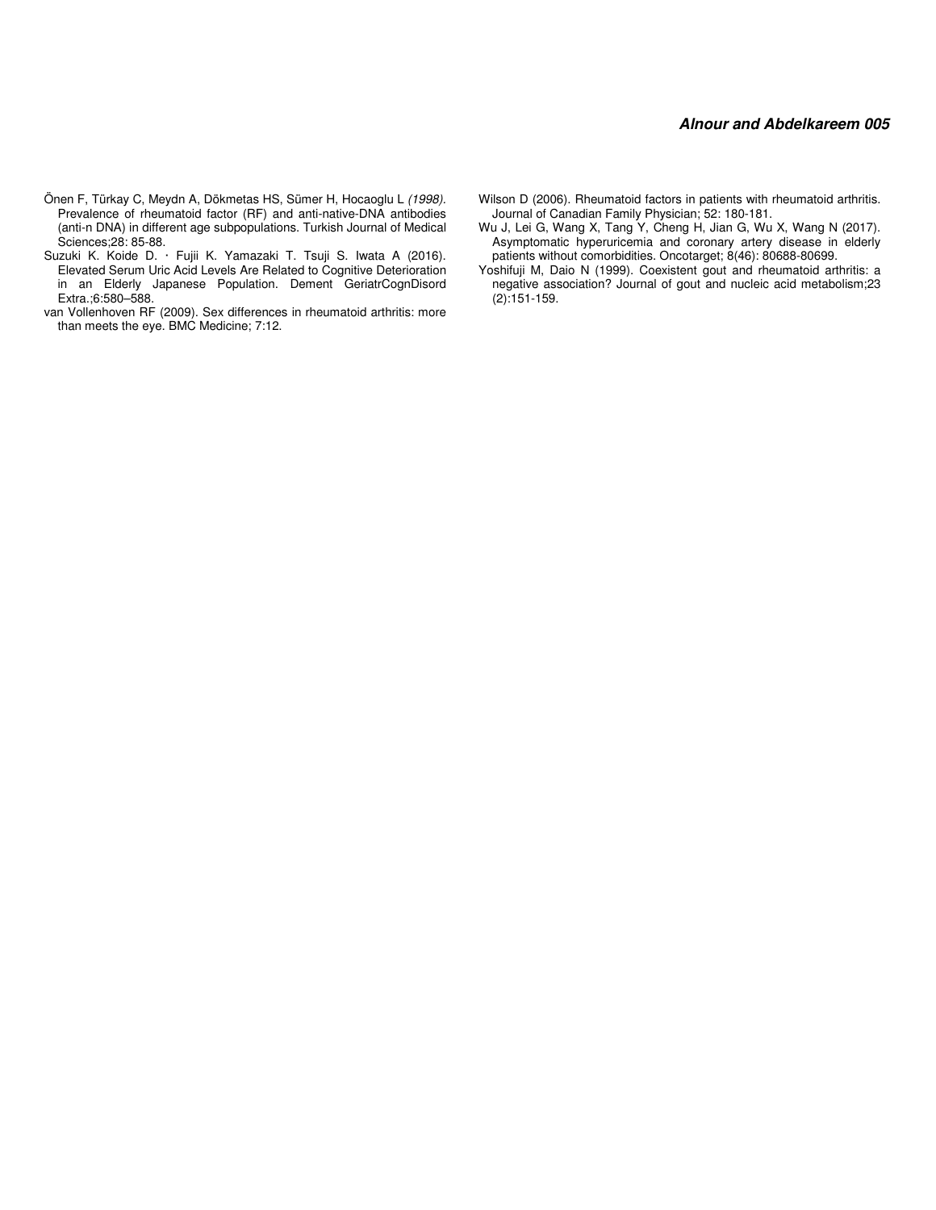Önen F, Türkay C, Meydn A, Dökmetas HS, Sümer H, Hocaoglu L *(1998)*. Prevalence of rheumatoid factor (RF) and anti-native-DNA antibodies (anti-n DNA) in different age subpopulations. Turkish Journal of Medical Sciences;28: 85-88.

Suzuki K. Koide D. · Fujii K. Yamazaki T. Tsuji S. Iwata A (2016). Elevated Serum Uric Acid Levels Are Related to Cognitive Deterioration in an Elderly Japanese Population. Dement GeriatrCognDisord Extra.;6:580–588.

van Vollenhoven RF (2009). Sex differences in rheumatoid arthritis: more than meets the eye. BMC Medicine; 7:12.

Wilson D (2006). Rheumatoid factors in patients with rheumatoid arthritis. Journal of Canadian Family Physician; 52: 180-181.

Wu J, Lei G, Wang X, Tang Y, Cheng H, Jian G, Wu X, Wang N (2017). Asymptomatic hyperuricemia and coronary artery disease in elderly patients without comorbidities. Oncotarget; 8(46): 80688-80699.

Yoshifuji M, Daio N (1999). Coexistent gout and rheumatoid arthritis: a negative association? Journal of gout and nucleic acid metabolism;23 (2):151-159.